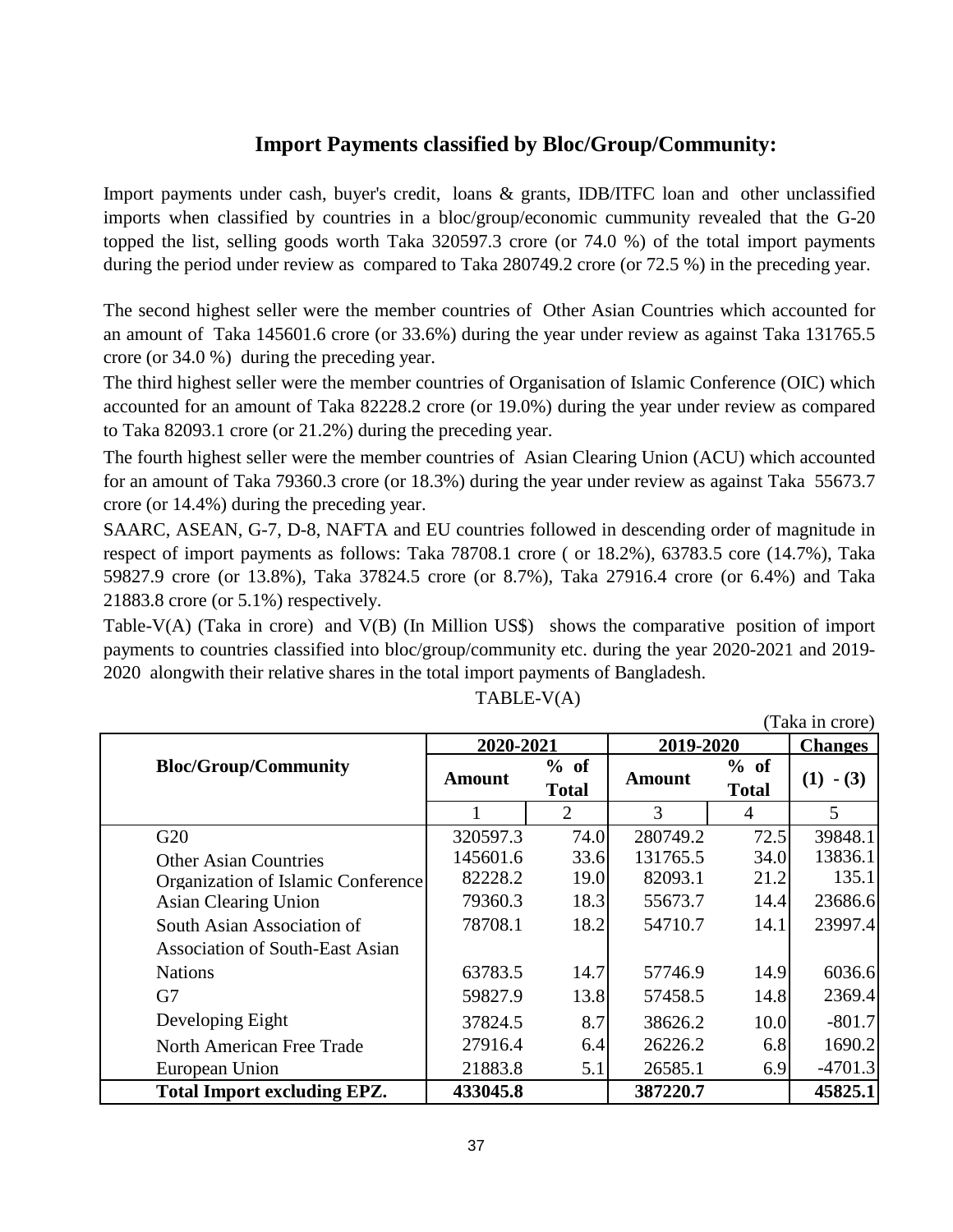## Import Payments classified by Bloc/Group/Community:

Import payments under cash, buyer's credit, loans & grants, IDB/ITFC loan and other unclassified imports when classified by countries in a bloc/group/economic cummunity revealed that the G-20 topped the list, selling goods worth Taka 320597.3 crore (or 74.0 %) of the total import payments during the period under review as compared to Taka 280749.2 crore (or 72.5 %) in the preceding year.

The second highest seller were the member countries of Other Asian Countries which accounted for an amount of Taka 145601.6 crore (or 33.6%) during the year under review as against Taka 131765.5 crore (or 34.0 %) during the preceding year.

The third highest seller were the member countries of Organisation of Islamic Conference (OIC) which accounted for an amount of Taka 82228.2 crore (or 19.0%) during the year under review as compared to Taka 82093.1 crore (or 21.2%) during the preceding year.

The fourth highest seller were the member countries of Asian Clearing Union (ACU) which accounted for an amount of Taka 79360.3 crore (or 18.3%) during the year under review as against Taka 55673.7 crore (or 14.4%) during the preceding year.

SAARC, ASEAN, G-7, D-8, NAFTA and EU countries followed in descending order of magnitude in respect of import payments as follows: Taka 78708.1 crore ( or 18.2%), 63783.5 core (14.7%), Taka 59827.9 crore (or 13.8%), Taka 37824.5 crore (or 8.7%), Taka 27916.4 crore (or 6.4%) and Taka 21883.8 crore (or 5.1%) respectively.

Table-V(A) (Taka in crore) and V(B) (In Million US$) shows the comparative position of import payments to countries classified into bloc/group/community etc. during the year 2020-2021 and 2019-2020 alongwith their relative shares in the total import payments of Bangladesh.

TABLE-V(A)

(Taka in crore)

| Bloc/Group/Community | 2020-2021 | | 2019-2020 | | Changes |
|---|---|---|---|---|---|
| | Amount | % of Total | Amount | % of Total | (1) - (3) |
| | 1 | 2 | 3 | 4 | 5 |
| G20 | 320597.3 | 74.0 | 280749.2 | 72.5 | 39848.1 |
| Other Asian Countries | 145601.6 | 33.6 | 131765.5 | 34.0 | 13836.1 |
| Organization of Islamic Conference | 82228.2 | 19.0 | 82093.1 | 21.2 | 135.1 |
| Asian Clearing Union | 79360.3 | 18.3 | 55673.7 | 14.4 | 23686.6 |
| South Asian Association of | 78708.1 | 18.2 | 54710.7 | 14.1 | 23997.4 |
| Association of South-East Asian Nations | 63783.5 | 14.7 | 57746.9 | 14.9 | 6036.6 |
| G7 | 59827.9 | 13.8 | 57458.5 | 14.8 | 2369.4 |
| Developing Eight | 37824.5 | 8.7 | 38626.2 | 10.0 | -801.7 |
| North American Free Trade | 27916.4 | 6.4 | 26226.2 | 6.8 | 1690.2 |
| European Union | 21883.8 | 5.1 | 26585.1 | 6.9 | -4701.3 |
| **Total Import excluding EPZ.** | **433045.8** | | **387220.7** | | **45825.1** |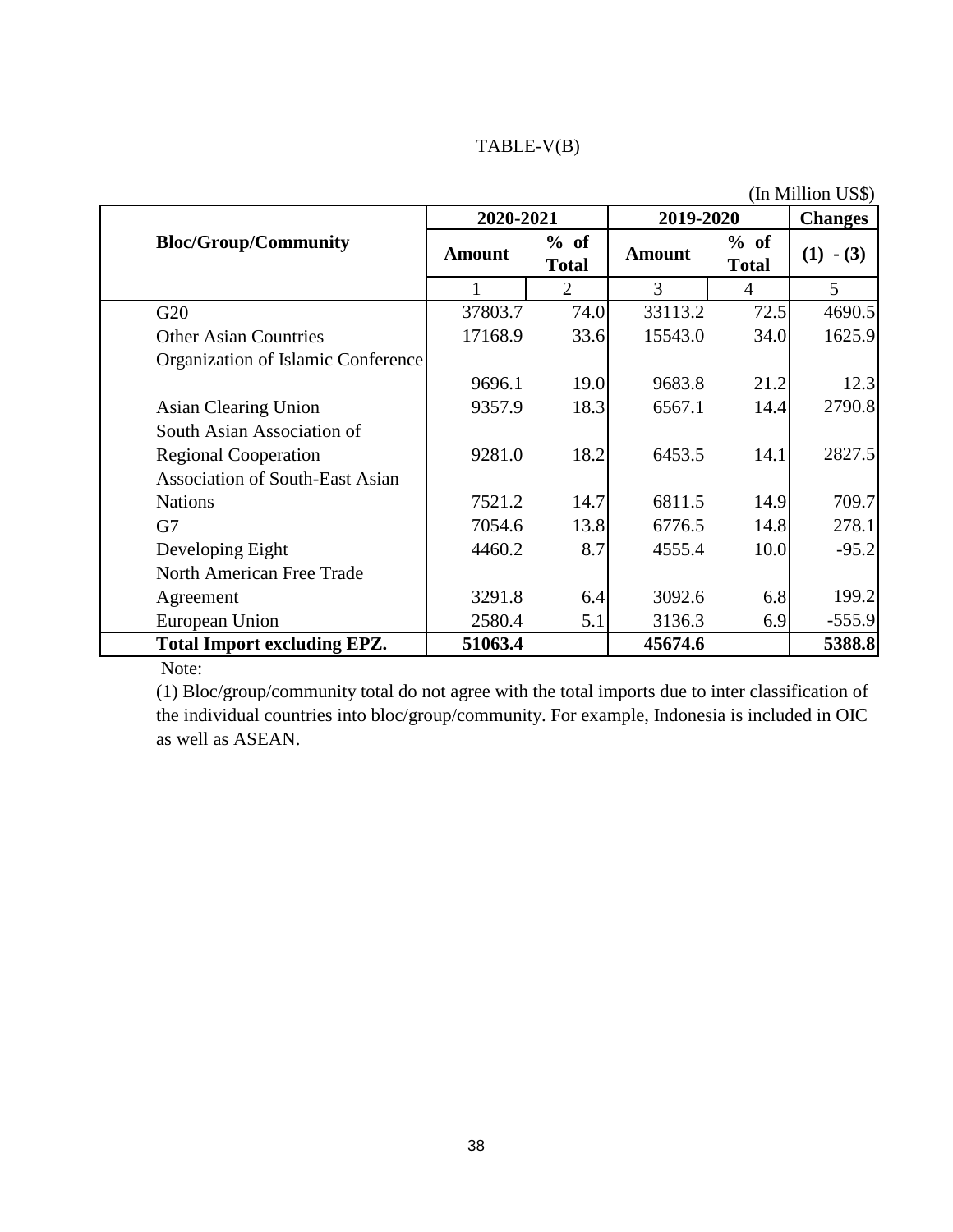TABLE-V(B)

(In Million US$)

| Bloc/Group/Community | 2020-2021 | | 2019-2020 | | Changes |
|---|---|---|---|---|---|
| | Amount | % of Total | Amount | % of Total | (1) - (3) |
| | 1 | 2 | 3 | 4 | 5 |
| G20 | 37803.7 | 74.0 | 33113.2 | 72.5 | 4690.5 |
| Other Asian Countries | 17168.9 | 33.6 | 15543.0 | 34.0 | 1625.9 |
| Organization of Islamic Conference | 9696.1 | 19.0 | 9683.8 | 21.2 | 12.3 |
| Asian Clearing Union | 9357.9 | 18.3 | 6567.1 | 14.4 | 2790.8 |
| South Asian Association of Regional Cooperation | 9281.0 | 18.2 | 6453.5 | 14.1 | 2827.5 |
| Association of South-East Asian Nations | 7521.2 | 14.7 | 6811.5 | 14.9 | 709.7 |
| G7 | 7054.6 | 13.8 | 6776.5 | 14.8 | 278.1 |
| Developing Eight | 4460.2 | 8.7 | 4555.4 | 10.0 | -95.2 |
| North American Free Trade Agreement | 3291.8 | 6.4 | 3092.6 | 6.8 | 199.2 |
| European Union | 2580.4 | 5.1 | 3136.3 | 6.9 | -555.9 |
| **Total Import excluding EPZ.** | **51063.4** | | **45674.6** | | **5388.8** |

Note:

(1) Bloc/group/community total do not agree with the total imports due to inter classification of the individual countries into bloc/group/community. For example, Indonesia is included in OIC as well as ASEAN.